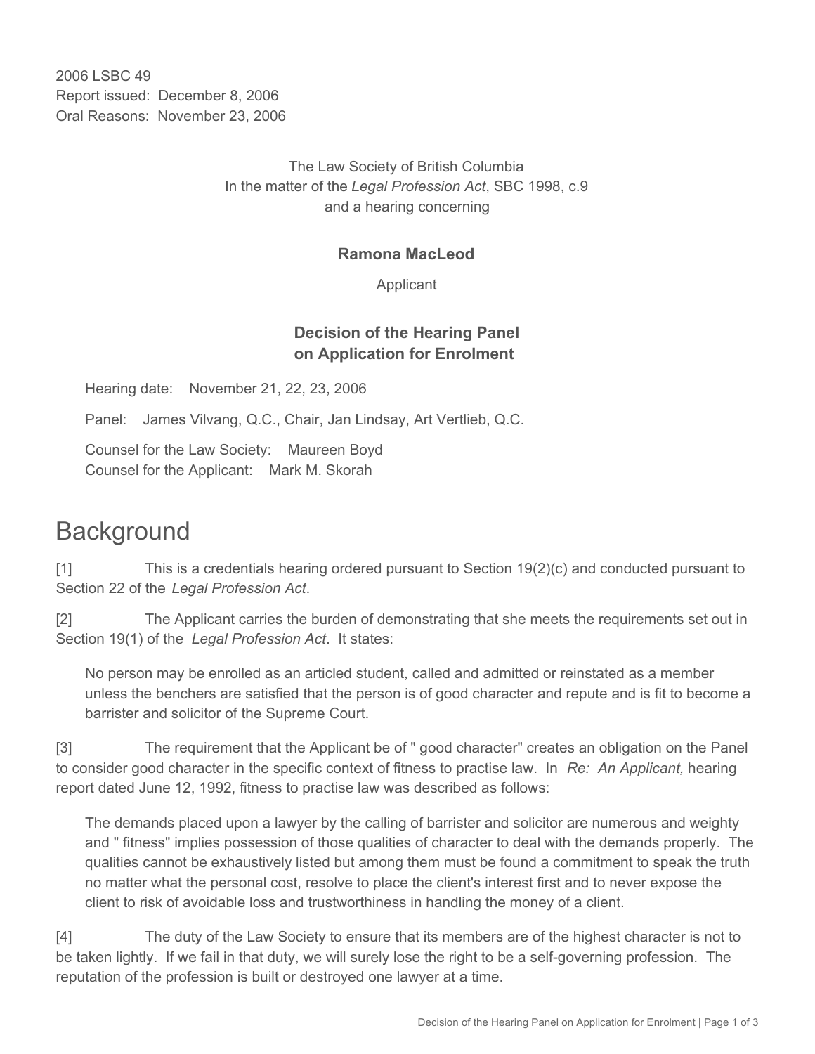2006 LSBC 49
Report issued: December 8, 2006
Oral Reasons: November 23, 2006

The Law Society of British Columbia
In the matter of the *Legal Profession Act*, SBC 1998, c.9
and a hearing concerning

**Ramona MacLeod**

Applicant

**Decision of the Hearing Panel
on Application for Enrolment**

Hearing date: November 21, 22, 23, 2006

Panel: James Vilvang, Q.C., Chair, Jan Lindsay, Art Vertlieb, Q.C.

Counsel for the Law Society: Maureen Boyd
Counsel for the Applicant: Mark M. Skorah

# Background

[1] This is a credentials hearing ordered pursuant to Section 19(2)(c) and conducted pursuant to Section 22 of the *Legal Profession Act*.

[2] The Applicant carries the burden of demonstrating that she meets the requirements set out in Section 19(1) of the *Legal Profession Act*. It states:

> No person may be enrolled as an articled student, called and admitted or reinstated as a member unless the benchers are satisfied that the person is of good character and repute and is fit to become a barrister and solicitor of the Supreme Court.

[3] The requirement that the Applicant be of " good character" creates an obligation on the Panel to consider good character in the specific context of fitness to practise law. In *Re: An Applicant,* hearing report dated June 12, 1992, fitness to practise law was described as follows:

> The demands placed upon a lawyer by the calling of barrister and solicitor are numerous and weighty and " fitness" implies possession of those qualities of character to deal with the demands properly. The qualities cannot be exhaustively listed but among them must be found a commitment to speak the truth no matter what the personal cost, resolve to place the client's interest first and to never expose the client to risk of avoidable loss and trustworthiness in handling the money of a client.

[4] The duty of the Law Society to ensure that its members are of the highest character is not to be taken lightly. If we fail in that duty, we will surely lose the right to be a self-governing profession. The reputation of the profession is built or destroyed one lawyer at a time.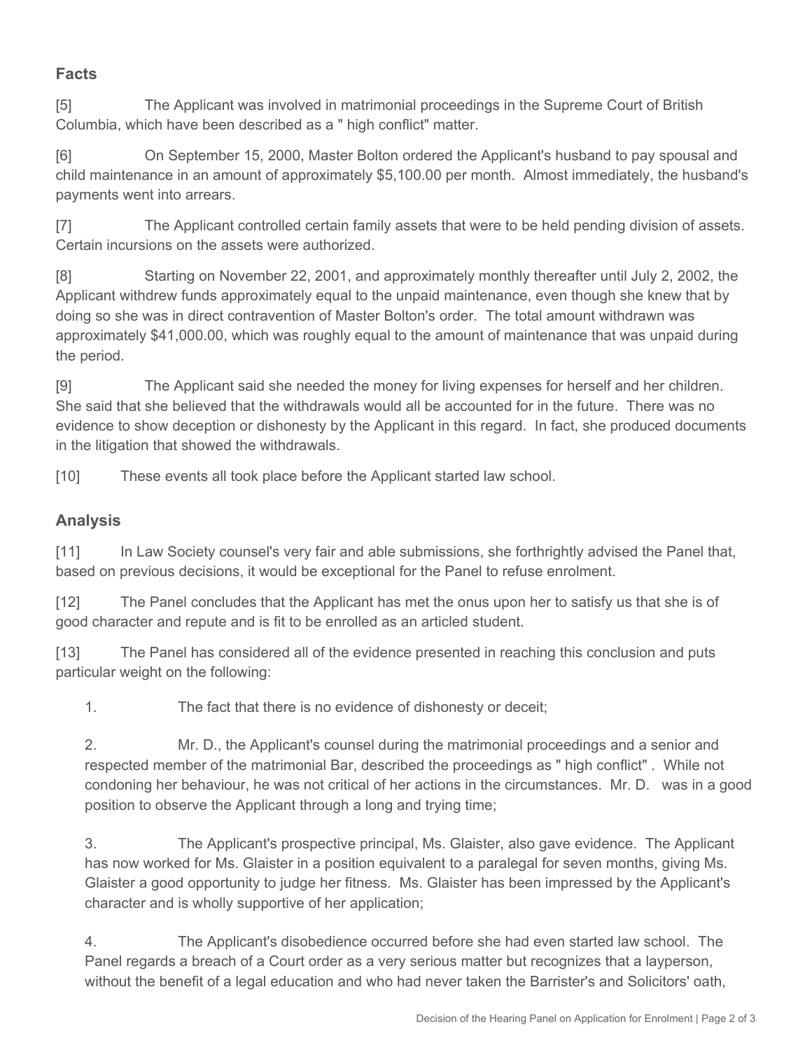## Facts

[5] The Applicant was involved in matrimonial proceedings in the Supreme Court of British Columbia, which have been described as a " high conflict" matter.

[6] On September 15, 2000, Master Bolton ordered the Applicant's husband to pay spousal and child maintenance in an amount of approximately $5,100.00 per month. Almost immediately, the husband's payments went into arrears.

[7] The Applicant controlled certain family assets that were to be held pending division of assets. Certain incursions on the assets were authorized.

[8] Starting on November 22, 2001, and approximately monthly thereafter until July 2, 2002, the Applicant withdrew funds approximately equal to the unpaid maintenance, even though she knew that by doing so she was in direct contravention of Master Bolton's order. The total amount withdrawn was approximately $41,000.00, which was roughly equal to the amount of maintenance that was unpaid during the period.

[9] The Applicant said she needed the money for living expenses for herself and her children. She said that she believed that the withdrawals would all be accounted for in the future. There was no evidence to show deception or dishonesty by the Applicant in this regard. In fact, she produced documents in the litigation that showed the withdrawals.

[10] These events all took place before the Applicant started law school.

## Analysis

[11] In Law Society counsel's very fair and able submissions, she forthrightly advised the Panel that, based on previous decisions, it would be exceptional for the Panel to refuse enrolment.

[12] The Panel concludes that the Applicant has met the onus upon her to satisfy us that she is of good character and repute and is fit to be enrolled as an articled student.

[13] The Panel has considered all of the evidence presented in reaching this conclusion and puts particular weight on the following:

1. The fact that there is no evidence of dishonesty or deceit;

2. Mr. D., the Applicant's counsel during the matrimonial proceedings and a senior and respected member of the matrimonial Bar, described the proceedings as " high conflict" . While not condoning her behaviour, he was not critical of her actions in the circumstances. Mr. D. was in a good position to observe the Applicant through a long and trying time;

3. The Applicant's prospective principal, Ms. Glaister, also gave evidence. The Applicant has now worked for Ms. Glaister in a position equivalent to a paralegal for seven months, giving Ms. Glaister a good opportunity to judge her fitness. Ms. Glaister has been impressed by the Applicant's character and is wholly supportive of her application;

4. The Applicant's disobedience occurred before she had even started law school. The Panel regards a breach of a Court order as a very serious matter but recognizes that a layperson, without the benefit of a legal education and who had never taken the Barrister's and Solicitors' oath,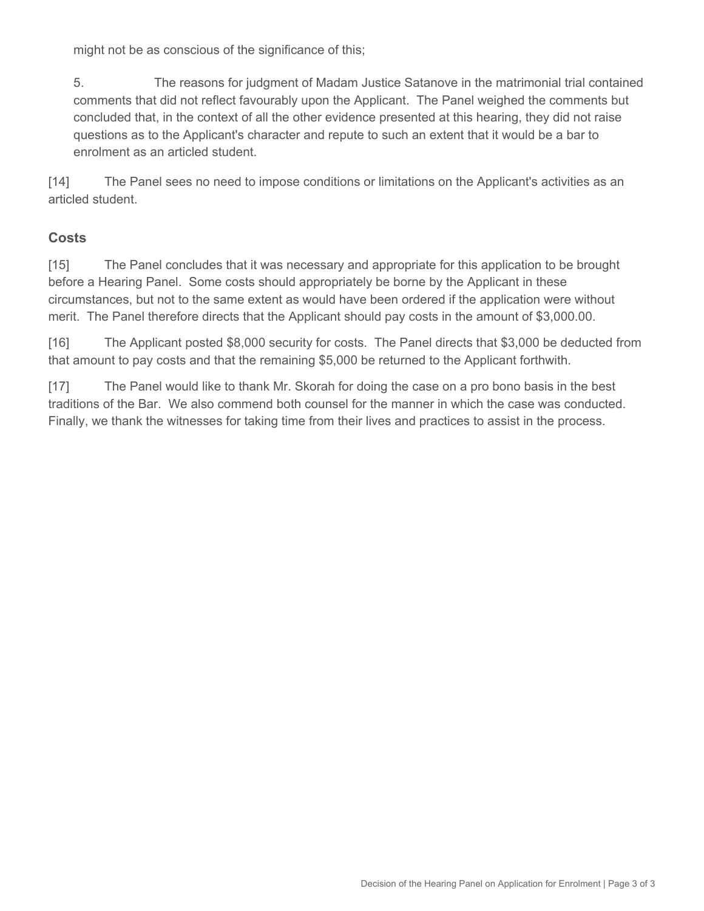might not be as conscious of the significance of this;

5. The reasons for judgment of Madam Justice Satanove in the matrimonial trial contained comments that did not reflect favourably upon the Applicant. The Panel weighed the comments but concluded that, in the context of all the other evidence presented at this hearing, they did not raise questions as to the Applicant's character and repute to such an extent that it would be a bar to enrolment as an articled student.

[14] The Panel sees no need to impose conditions or limitations on the Applicant's activities as an articled student.

## Costs

[15] The Panel concludes that it was necessary and appropriate for this application to be brought before a Hearing Panel. Some costs should appropriately be borne by the Applicant in these circumstances, but not to the same extent as would have been ordered if the application were without merit. The Panel therefore directs that the Applicant should pay costs in the amount of $3,000.00.

[16] The Applicant posted $8,000 security for costs. The Panel directs that $3,000 be deducted from that amount to pay costs and that the remaining $5,000 be returned to the Applicant forthwith.

[17] The Panel would like to thank Mr. Skorah for doing the case on a pro bono basis in the best traditions of the Bar. We also commend both counsel for the manner in which the case was conducted. Finally, we thank the witnesses for taking time from their lives and practices to assist in the process.